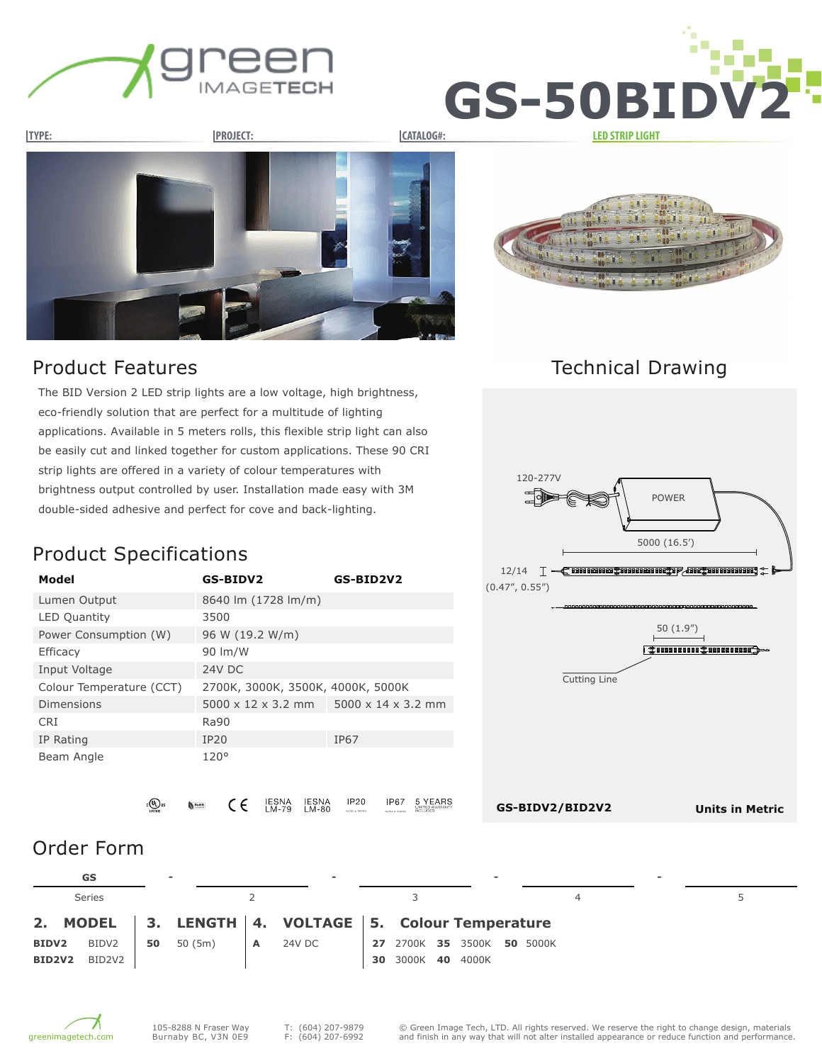# GS-50BIDV2

TYPE: | PROJECT: | CATALOG#: | LED STRIP LIGHT

## Product Features

The BID Version 2 LED strip lights are a low voltage, high brightness, eco-friendly solution that are perfect for a multitude of lighting applications. Available in 5 meters rolls, this flexible strip light can also be easily cut and linked together for custom applications. These 90 CRI strip lights are offered in a variety of colour temperatures with brightness output controlled by user. Installation made easy with 3M double-sided adhesive and perfect for cove and back-lighting.

## Technical Drawing

120-277V

POWER

5000 (16.5')

12/14 (0.47", 0.55")

50 (1.9")

Cutting Line

**GS-BIDV2/BID2V2** **Units in Metric**

## Product Specifications

| Model | GS-BIDV2 | GS-BID2V2 |
|---|---|---|
| Lumen Output | 8640 lm (1728 lm/m) | |
| LED Quantity | 3500 | |
| Power Consumption (W) | 96 W (19.2 W/m) | |
| Efficacy | 90 lm/W | |
| Input Voltage | 24V DC | |
| Colour Temperature (CCT) | 2700K, 3000K, 3500K, 4000K, 5000K | |
| Dimensions | 5000 x 12 x 3.2 mm | 5000 x 14 x 3.2 mm |
| CRI | Ra90 | |
| IP Rating | IP20 | IP67 |
| Beam Angle | 120° | |

IESNA LM-79 IESNA LM-80 IP20 IP67 5 YEARS LIMITED WARRANTY INCLUDED

## Order Form

| GS | - | | - | | - | | - | |
|---|---|---|---|---|---|---|---|---|
| Series | | 2 | | 3 | | 4 | | 5 |

**2. MODEL**
- **BIDV2** BIDV2
- **BID2V2** BID2V2

**3. LENGTH**
- **50** 50 (5m)

**4. VOLTAGE**
- **A** 24V DC

**5. Colour Temperature**
- **27** 2700K
- **30** 3000K
- **35** 3500K
- **40** 4000K
- **50** 5000K

greenimagetech.com

105-8288 N Fraser Way
Burnaby BC, V3N 0E9

T: (604) 207-9879
F: (604) 207-6992

© Green Image Tech, LTD. All rights reserved. We reserve the right to change design, materials and finish in any way that will not alter installed appearance or reduce function and performance.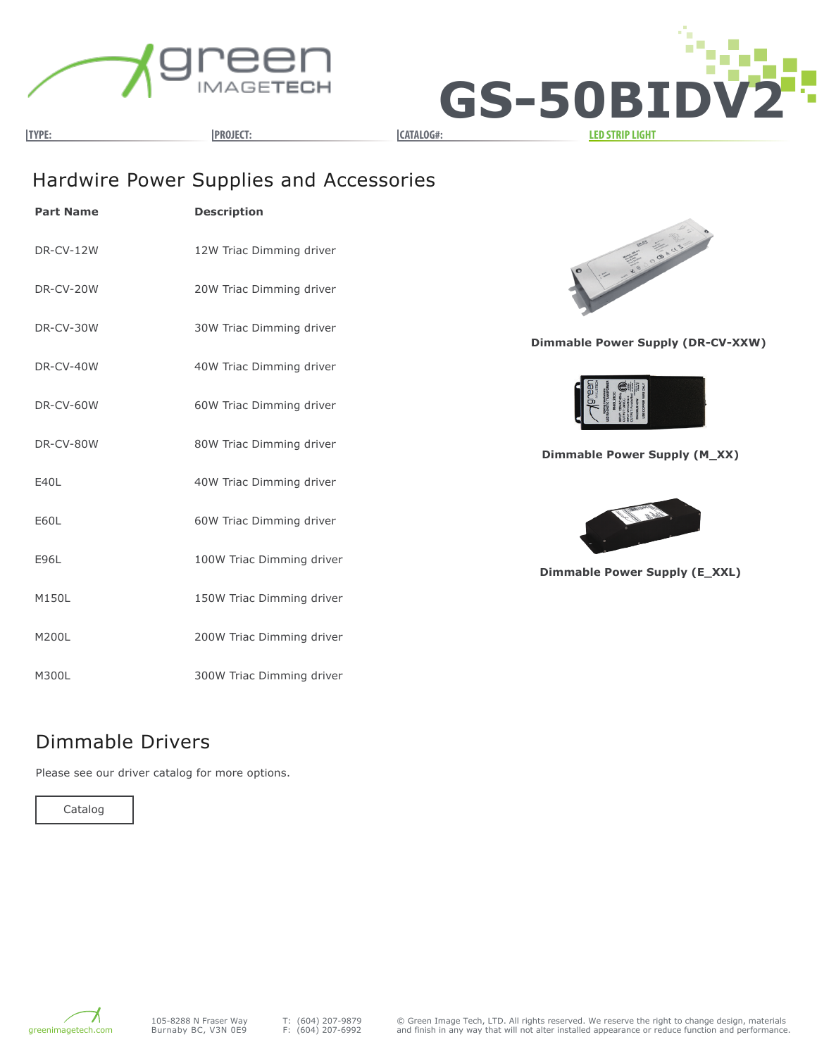# GS-50BIDV2

TYPE: | PROJECT: | CATALOG#: | LED STRIP LIGHT

## Hardwire Power Supplies and Accessories

| Part Name | Description |
|---|---|
| DR-CV-12W | 12W Triac Dimming driver |
| DR-CV-20W | 20W Triac Dimming driver |
| DR-CV-30W | 30W Triac Dimming driver |
| DR-CV-40W | 40W Triac Dimming driver |
| DR-CV-60W | 60W Triac Dimming driver |
| DR-CV-80W | 80W Triac Dimming driver |
| E40L | 40W Triac Dimming driver |
| E60L | 60W Triac Dimming driver |
| E96L | 100W Triac Dimming driver |
| M150L | 150W Triac Dimming driver |
| M200L | 200W Triac Dimming driver |
| M300L | 300W Triac Dimming driver |

**Dimmable Power Supply (DR-CV-XXW)**

**Dimmable Power Supply (M_XX)**

**Dimmable Power Supply (E_XXL)**

## Dimmable Drivers

Please see our driver catalog for more options.

Catalog

greenimagetech.com

105-8288 N Fraser Way
Burnaby BC, V3N 0E9

T: (604) 207-9879
F: (604) 207-6992

© Green Image Tech, LTD. All rights reserved. We reserve the right to change design, materials and finish in any way that will not alter installed appearance or reduce function and performance.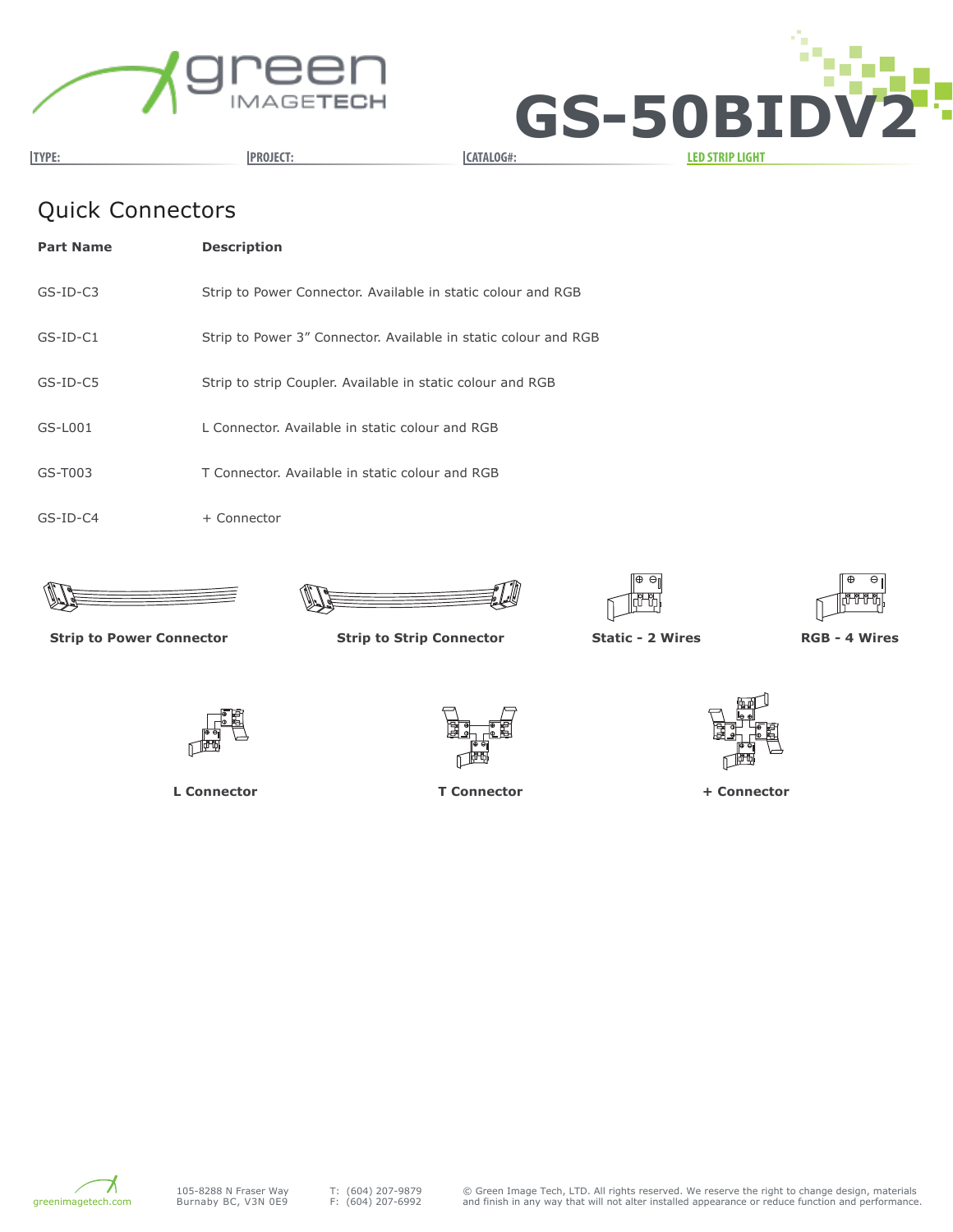# GS-50BIDV2

TYPE: | PROJECT: | CATALOG#: | LED STRIP LIGHT

## Quick Connectors

| Part Name | Description |
|---|---|
| GS-ID-C3 | Strip to Power Connector. Available in static colour and RGB |
| GS-ID-C1 | Strip to Power 3" Connector. Available in static colour and RGB |
| GS-ID-C5 | Strip to strip Coupler. Available in static colour and RGB |
| GS-L001 | L Connector. Available in static colour and RGB |
| GS-T003 | T Connector. Available in static colour and RGB |
| GS-ID-C4 | + Connector |

**Strip to Power Connector**

**Strip to Strip Connector**

**Static - 2 Wires**

**RGB - 4 Wires**

**L Connector**

**T Connector**

**+ Connector**

greenimagetech.com

105-8288 N Fraser Way
Burnaby BC, V3N 0E9

T: (604) 207-9879
F: (604) 207-6992

© Green Image Tech, LTD. All rights reserved. We reserve the right to change design, materials and finish in any way that will not alter installed appearance or reduce function and performance.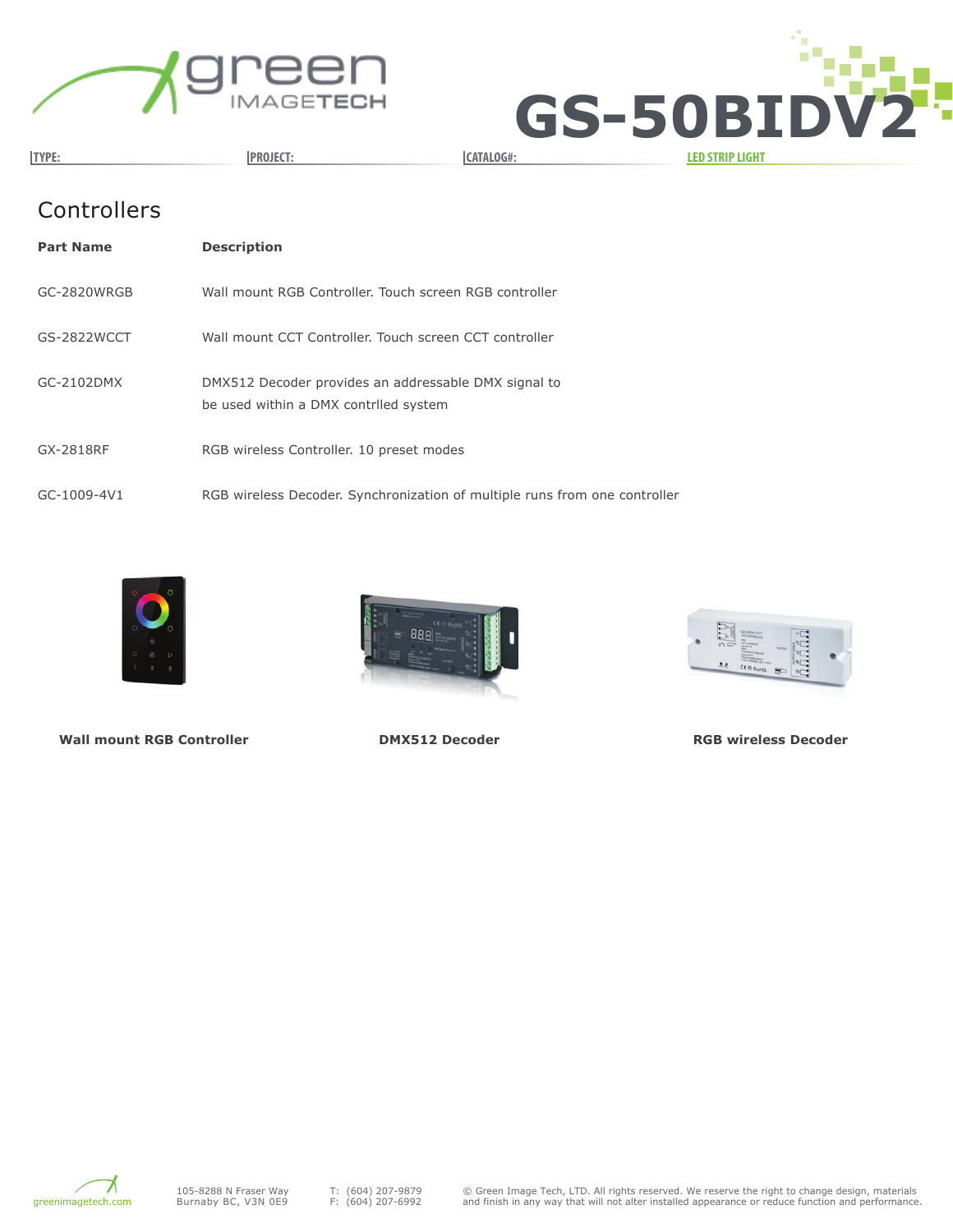## Controllers

| Part Name | Description |
|---|---|
| GC-2820WRGB | Wall mount RGB Controller. Touch screen RGB controller |
| GS-2822WCCT | Wall mount CCT Controller. Touch screen CCT controller |
| GC-2102DMX | DMX512 Decoder provides an addressable DMX signal to be used within a DMX contrlled system |
| GX-2818RF | RGB wireless Controller. 10 preset modes |
| GC-1009-4V1 | RGB wireless Decoder. Synchronization of multiple runs from one controller |

**Wall mount RGB Controller**

**DMX512 Decoder**

**RGB wireless Decoder**